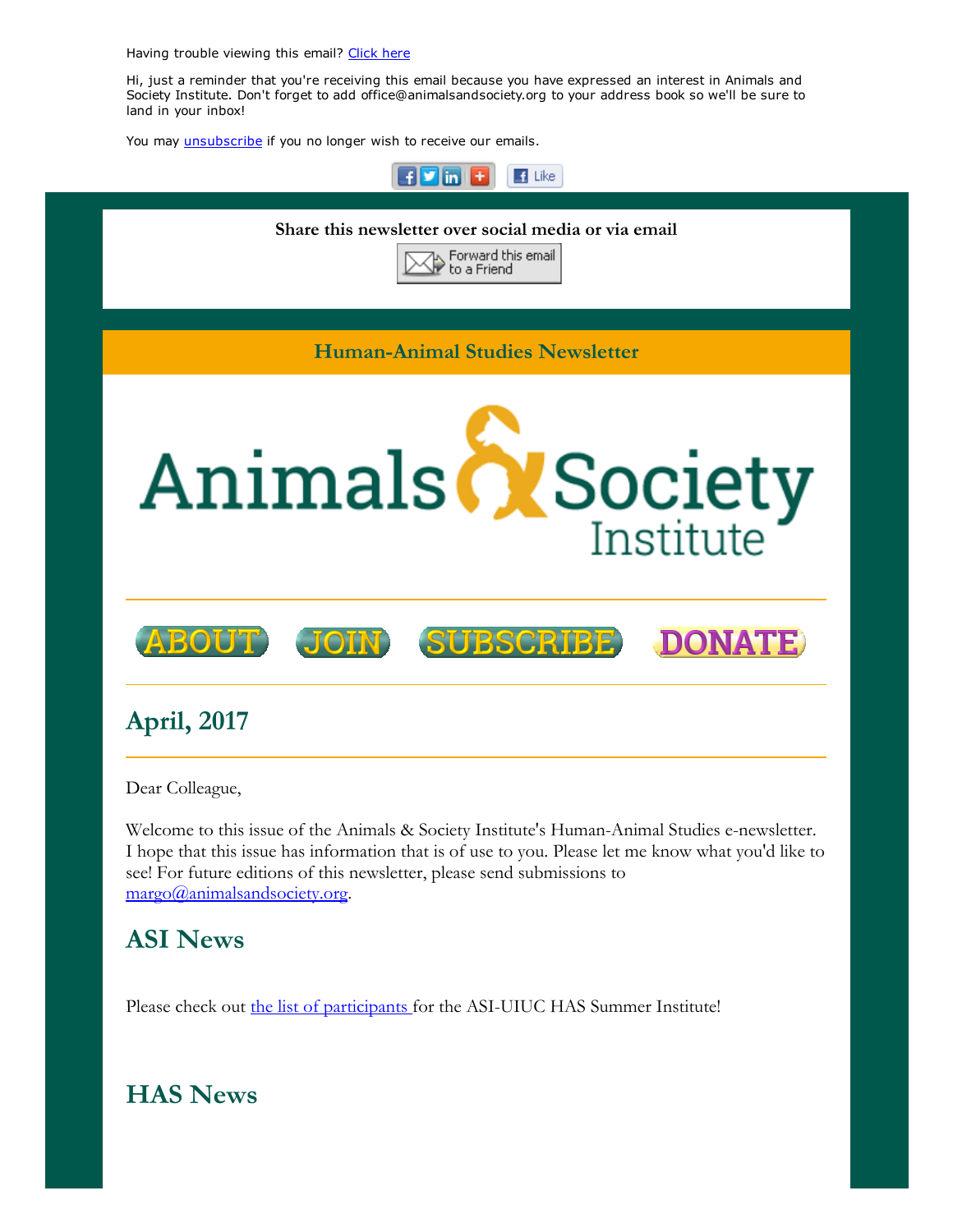Having trouble viewing this email? Click here

Hi, just a reminder that you're receiving this email because you have expressed an interest in Animals and Society Institute. Don't forget to add office@animalsandsociety.org to your address book so we'll be sure to land in your inbox!

You may unsubscribe if you no longer wish to receive our emails.

**Share this newsletter over social media or via email**

Forward this email to a Friend

**Human-Animal Studies Newsletter**

Animals & Society Institute

ABOUT JOIN SUBSCRIBE DONATE

## April, 2017

Dear Colleague,

Welcome to this issue of the Animals & Society Institute's Human-Animal Studies e-newsletter. I hope that this issue has information that is of use to you. Please let me know what you'd like to see! For future editions of this newsletter, please send submissions to margo@animalsandsociety.org.

## ASI News

Please check out the list of participants for the ASI-UIUC HAS Summer Institute!

## HAS News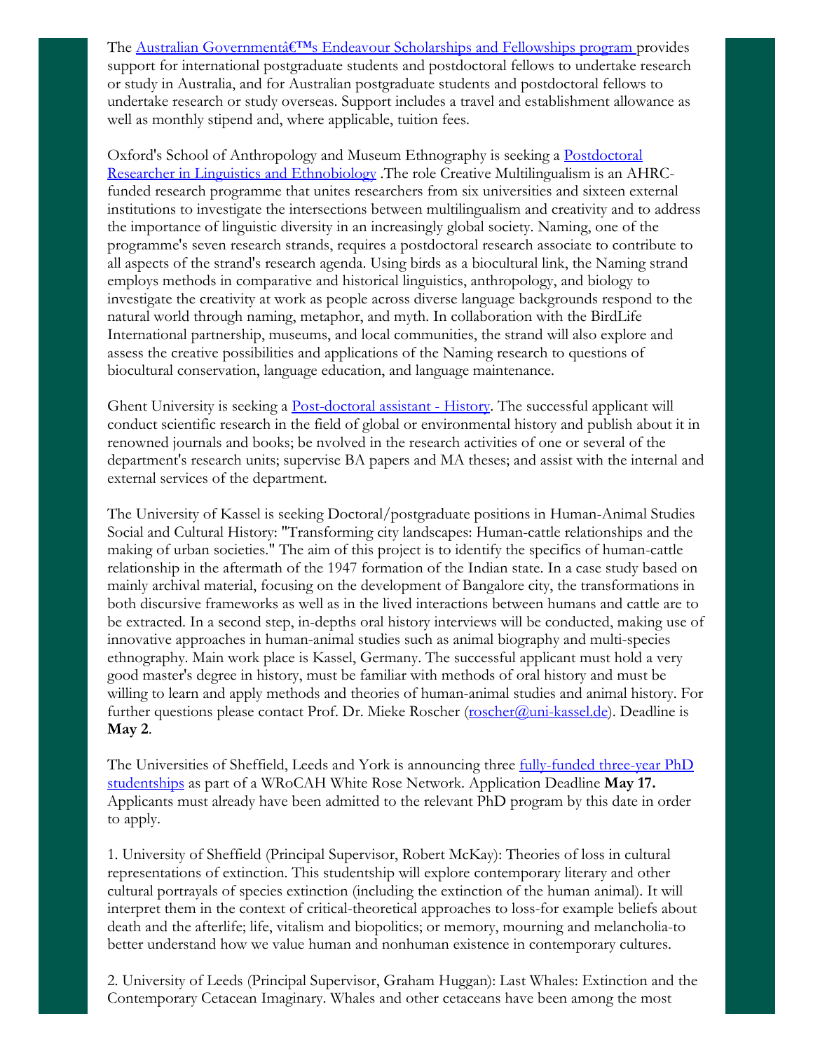The [Australian Governmentâ€™s Endeavour Scholarships and Fellowships program ]provides support for international postgraduate students and postdoctoral fellows to undertake research or study in Australia, and for Australian postgraduate students and postdoctoral fellows to undertake research or study overseas. Support includes a travel and establishment allowance as well as monthly stipend and, where applicable, tuition fees.

Oxford's School of Anthropology and Museum Ethnography is seeking a [Postdoctoral Researcher in Linguistics and Ethnobiology] .The role Creative Multilingualism is an AHRC-funded research programme that unites researchers from six universities and sixteen external institutions to investigate the intersections between multilingualism and creativity and to address the importance of linguistic diversity in an increasingly global society. Naming, one of the programme's seven research strands, requires a postdoctoral research associate to contribute to all aspects of the strand's research agenda. Using birds as a biocultural link, the Naming strand employs methods in comparative and historical linguistics, anthropology, and biology to investigate the creativity at work as people across diverse language backgrounds respond to the natural world through naming, metaphor, and myth. In collaboration with the BirdLife International partnership, museums, and local communities, the strand will also explore and assess the creative possibilities and applications of the Naming research to questions of biocultural conservation, language education, and language maintenance.

Ghent University is seeking a [Post-doctoral assistant - History]. The successful applicant will conduct scientific research in the field of global or environmental history and publish about it in renowned journals and books; be nvolved in the research activities of one or several of the department's research units; supervise BA papers and MA theses; and assist with the internal and external services of the department.

The University of Kassel is seeking Doctoral/postgraduate positions in Human-Animal Studies Social and Cultural History: "Transforming city landscapes: Human-cattle relationships and the making of urban societies." The aim of this project is to identify the specifics of human-cattle relationship in the aftermath of the 1947 formation of the Indian state. In a case study based on mainly archival material, focusing on the development of Bangalore city, the transformations in both discursive frameworks as well as in the lived interactions between humans and cattle are to be extracted. In a second step, in-depths oral history interviews will be conducted, making use of innovative approaches in human-animal studies such as animal biography and multi-species ethnography. Main work place is Kassel, Germany. The successful applicant must hold a very good master's degree in history, must be familiar with methods of oral history and must be willing to learn and apply methods and theories of human-animal studies and animal history. For further questions please contact Prof. Dr. Mieke Roscher (roscher@uni-kassel.de). Deadline is **May 2**.

The Universities of Sheffield, Leeds and York is announcing three [fully-funded three-year PhD studentships] as part of a WRoCAH White Rose Network. Application Deadline **May 17.** Applicants must already have been admitted to the relevant PhD program by this date in order to apply.

1. University of Sheffield (Principal Supervisor, Robert McKay): Theories of loss in cultural representations of extinction. This studentship will explore contemporary literary and other cultural portrayals of species extinction (including the extinction of the human animal). It will interpret them in the context of critical-theoretical approaches to loss-for example beliefs about death and the afterlife; life, vitalism and biopolitics; or memory, mourning and melancholia-to better understand how we value human and nonhuman existence in contemporary cultures.

2. University of Leeds (Principal Supervisor, Graham Huggan): Last Whales: Extinction and the Contemporary Cetacean Imaginary. Whales and other cetaceans have been among the most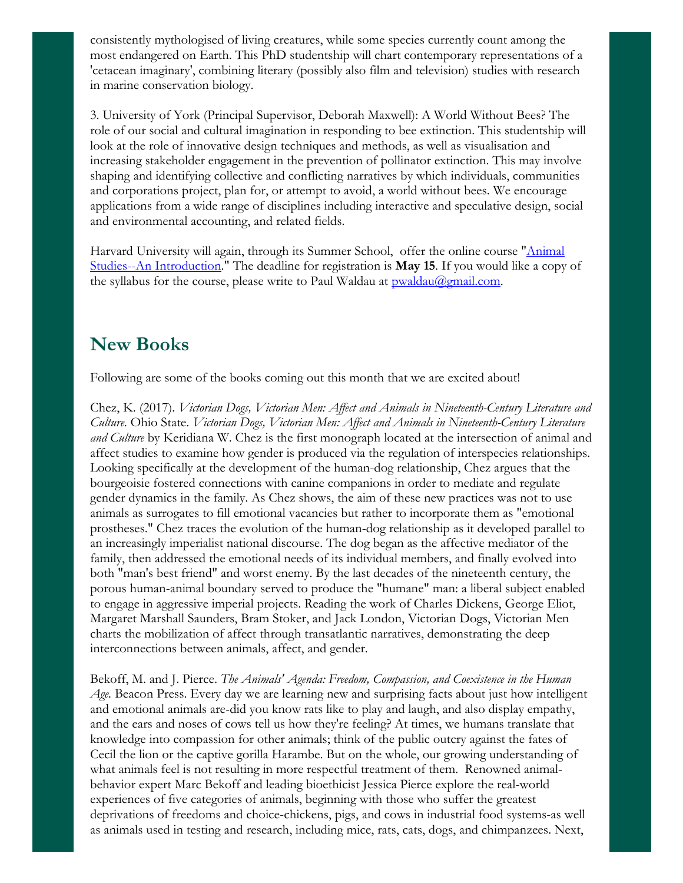consistently mythologised of living creatures, while some species currently count among the most endangered on Earth. This PhD studentship will chart contemporary representations of a 'cetacean imaginary', combining literary (possibly also film and television) studies with research in marine conservation biology.

3. University of York (Principal Supervisor, Deborah Maxwell): A World Without Bees? The role of our social and cultural imagination in responding to bee extinction. This studentship will look at the role of innovative design techniques and methods, as well as visualisation and increasing stakeholder engagement in the prevention of pollinator extinction. This may involve shaping and identifying collective and conflicting narratives by which individuals, communities and corporations project, plan for, or attempt to avoid, a world without bees. We encourage applications from a wide range of disciplines including interactive and speculative design, social and environmental accounting, and related fields.

Harvard University will again, through its Summer School, offer the online course "Animal Studies--An Introduction." The deadline for registration is **May 15**. If you would like a copy of the syllabus for the course, please write to Paul Waldau at pwaldau@gmail.com.

## New Books

Following are some of the books coming out this month that we are excited about!

Chez, K. (2017). *Victorian Dogs, Victorian Men: Affect and Animals in Nineteenth-Century Literature and Culture*. Ohio State. *Victorian Dogs, Victorian Men: Affect and Animals in Nineteenth-Century Literature and Culture* by Keridiana W. Chez is the first monograph located at the intersection of animal and affect studies to examine how gender is produced via the regulation of interspecies relationships. Looking specifically at the development of the human-dog relationship, Chez argues that the bourgeoisie fostered connections with canine companions in order to mediate and regulate gender dynamics in the family. As Chez shows, the aim of these new practices was not to use animals as surrogates to fill emotional vacancies but rather to incorporate them as "emotional prostheses." Chez traces the evolution of the human-dog relationship as it developed parallel to an increasingly imperialist national discourse. The dog began as the affective mediator of the family, then addressed the emotional needs of its individual members, and finally evolved into both "man's best friend" and worst enemy. By the last decades of the nineteenth century, the porous human-animal boundary served to produce the "humane" man: a liberal subject enabled to engage in aggressive imperial projects. Reading the work of Charles Dickens, George Eliot, Margaret Marshall Saunders, Bram Stoker, and Jack London, Victorian Dogs, Victorian Men charts the mobilization of affect through transatlantic narratives, demonstrating the deep interconnections between animals, affect, and gender.

Bekoff, M. and J. Pierce. *The Animals' Agenda: Freedom, Compassion, and Coexistence in the Human Age*. Beacon Press. Every day we are learning new and surprising facts about just how intelligent and emotional animals are-did you know rats like to play and laugh, and also display empathy, and the ears and noses of cows tell us how they're feeling? At times, we humans translate that knowledge into compassion for other animals; think of the public outcry against the fates of Cecil the lion or the captive gorilla Harambe. But on the whole, our growing understanding of what animals feel is not resulting in more respectful treatment of them. Renowned animal-behavior expert Marc Bekoff and leading bioethicist Jessica Pierce explore the real-world experiences of five categories of animals, beginning with those who suffer the greatest deprivations of freedoms and choice-chickens, pigs, and cows in industrial food systems-as well as animals used in testing and research, including mice, rats, cats, dogs, and chimpanzees. Next,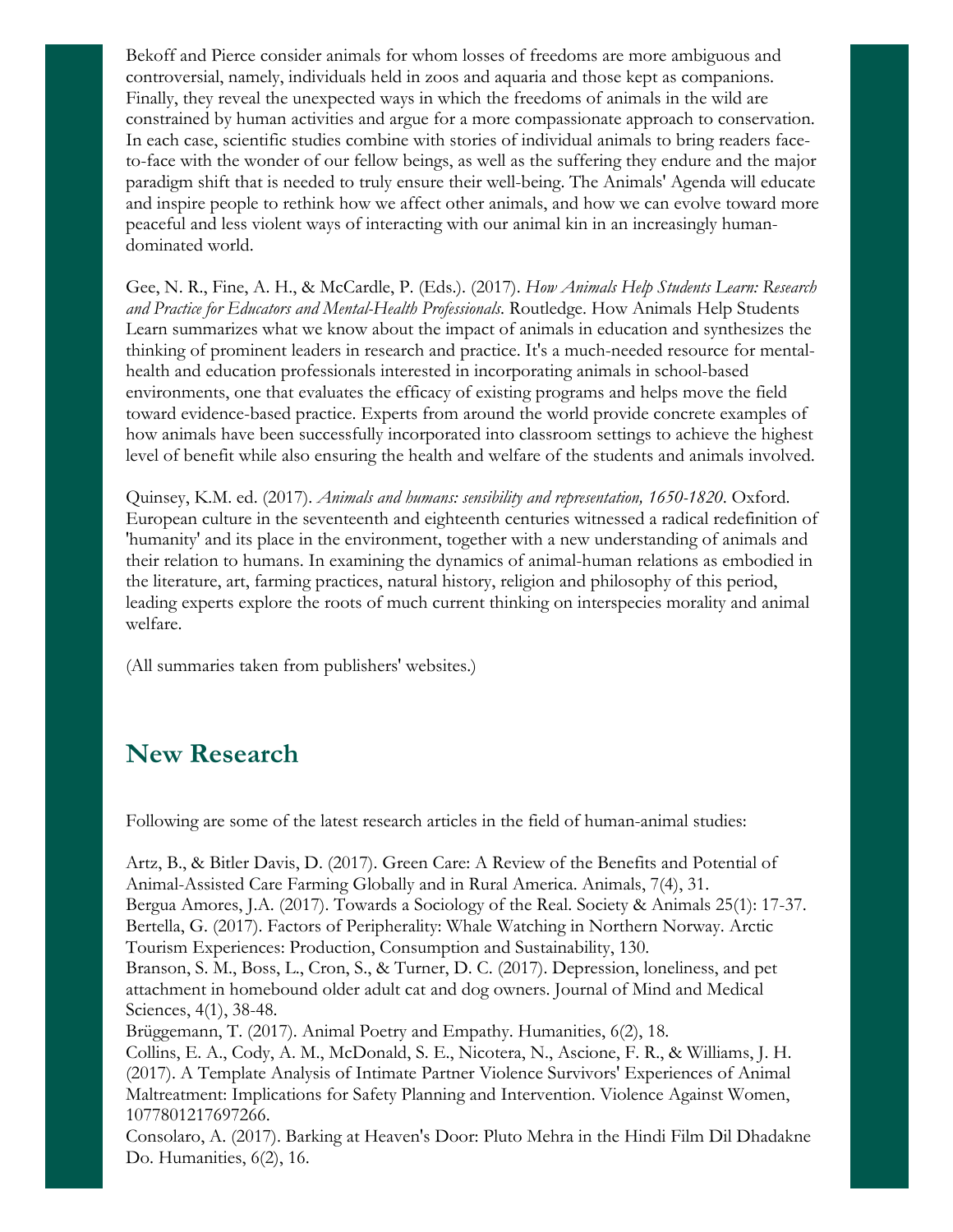Bekoff and Pierce consider animals for whom losses of freedoms are more ambiguous and controversial, namely, individuals held in zoos and aquaria and those kept as companions. Finally, they reveal the unexpected ways in which the freedoms of animals in the wild are constrained by human activities and argue for a more compassionate approach to conservation. In each case, scientific studies combine with stories of individual animals to bring readers face-to-face with the wonder of our fellow beings, as well as the suffering they endure and the major paradigm shift that is needed to truly ensure their well-being. The Animals' Agenda will educate and inspire people to rethink how we affect other animals, and how we can evolve toward more peaceful and less violent ways of interacting with our animal kin in an increasingly human-dominated world.

Gee, N. R., Fine, A. H., & McCardle, P. (Eds.). (2017). *How Animals Help Students Learn: Research and Practice for Educators and Mental-Health Professionals*. Routledge. How Animals Help Students Learn summarizes what we know about the impact of animals in education and synthesizes the thinking of prominent leaders in research and practice. It's a much-needed resource for mental-health and education professionals interested in incorporating animals in school-based environments, one that evaluates the efficacy of existing programs and helps move the field toward evidence-based practice. Experts from around the world provide concrete examples of how animals have been successfully incorporated into classroom settings to achieve the highest level of benefit while also ensuring the health and welfare of the students and animals involved.

Quinsey, K.M. ed. (2017). *Animals and humans: sensibility and representation, 1650-1820*. Oxford. European culture in the seventeenth and eighteenth centuries witnessed a radical redefinition of 'humanity' and its place in the environment, together with a new understanding of animals and their relation to humans. In examining the dynamics of animal-human relations as embodied in the literature, art, farming practices, natural history, religion and philosophy of this period, leading experts explore the roots of much current thinking on interspecies morality and animal welfare.

(All summaries taken from publishers' websites.)

## New Research

Following are some of the latest research articles in the field of human-animal studies:

Artz, B., & Bitler Davis, D. (2017). Green Care: A Review of the Benefits and Potential of Animal-Assisted Care Farming Globally and in Rural America. Animals, 7(4), 31.
Bergua Amores, J.A. (2017). Towards a Sociology of the Real. Society & Animals 25(1): 17-37.
Bertella, G. (2017). Factors of Peripherality: Whale Watching in Northern Norway. Arctic Tourism Experiences: Production, Consumption and Sustainability, 130.
Branson, S. M., Boss, L., Cron, S., & Turner, D. C. (2017). Depression, loneliness, and pet attachment in homebound older adult cat and dog owners. Journal of Mind and Medical Sciences, 4(1), 38-48.
Brüggemann, T. (2017). Animal Poetry and Empathy. Humanities, 6(2), 18.
Collins, E. A., Cody, A. M., McDonald, S. E., Nicotera, N., Ascione, F. R., & Williams, J. H. (2017). A Template Analysis of Intimate Partner Violence Survivors' Experiences of Animal Maltreatment: Implications for Safety Planning and Intervention. Violence Against Women, 1077801217697266.
Consolaro, A. (2017). Barking at Heaven's Door: Pluto Mehra in the Hindi Film Dil Dhadakne Do. Humanities, 6(2), 16.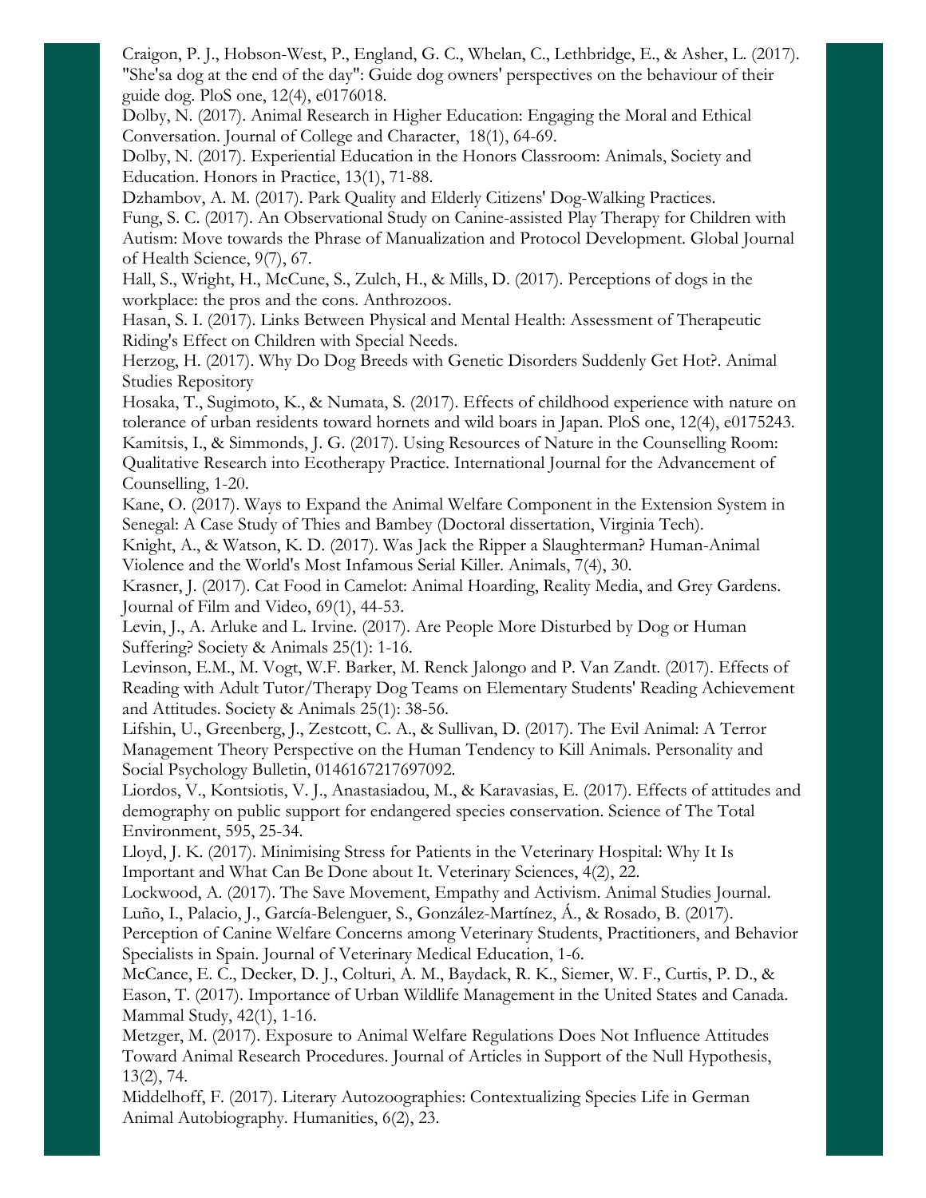Craigon, P. J., Hobson-West, P., England, G. C., Whelan, C., Lethbridge, E., & Asher, L. (2017). "She'sa dog at the end of the day": Guide dog owners' perspectives on the behaviour of their guide dog. PloS one, 12(4), e0176018.

Dolby, N. (2017). Animal Research in Higher Education: Engaging the Moral and Ethical Conversation. Journal of College and Character, 18(1), 64-69.

Dolby, N. (2017). Experiential Education in the Honors Classroom: Animals, Society and Education. Honors in Practice, 13(1), 71-88.

Dzhambov, A. M. (2017). Park Quality and Elderly Citizens' Dog-Walking Practices.

Fung, S. C. (2017). An Observational Study on Canine-assisted Play Therapy for Children with Autism: Move towards the Phrase of Manualization and Protocol Development. Global Journal of Health Science, 9(7), 67.

Hall, S., Wright, H., McCune, S., Zulch, H., & Mills, D. (2017). Perceptions of dogs in the workplace: the pros and the cons. Anthrozoos.

Hasan, S. I. (2017). Links Between Physical and Mental Health: Assessment of Therapeutic Riding's Effect on Children with Special Needs.

Herzog, H. (2017). Why Do Dog Breeds with Genetic Disorders Suddenly Get Hot?. Animal Studies Repository

Hosaka, T., Sugimoto, K., & Numata, S. (2017). Effects of childhood experience with nature on tolerance of urban residents toward hornets and wild boars in Japan. PloS one, 12(4), e0175243.

Kamitsis, I., & Simmonds, J. G. (2017). Using Resources of Nature in the Counselling Room: Qualitative Research into Ecotherapy Practice. International Journal for the Advancement of Counselling, 1-20.

Kane, O. (2017). Ways to Expand the Animal Welfare Component in the Extension System in Senegal: A Case Study of Thies and Bambey (Doctoral dissertation, Virginia Tech).

Knight, A., & Watson, K. D. (2017). Was Jack the Ripper a Slaughterman? Human-Animal Violence and the World's Most Infamous Serial Killer. Animals, 7(4), 30.

Krasner, J. (2017). Cat Food in Camelot: Animal Hoarding, Reality Media, and Grey Gardens. Journal of Film and Video, 69(1), 44-53.

Levin, J., A. Arluke and L. Irvine. (2017). Are People More Disturbed by Dog or Human Suffering? Society & Animals 25(1): 1-16.

Levinson, E.M., M. Vogt, W.F. Barker, M. Renck Jalongo and P. Van Zandt. (2017). Effects of Reading with Adult Tutor/Therapy Dog Teams on Elementary Students' Reading Achievement and Attitudes. Society & Animals 25(1): 38-56.

Lifshin, U., Greenberg, J., Zestcott, C. A., & Sullivan, D. (2017). The Evil Animal: A Terror Management Theory Perspective on the Human Tendency to Kill Animals. Personality and Social Psychology Bulletin, 0146167217697092.

Liordos, V., Kontsiotis, V. J., Anastasiadou, M., & Karavasias, E. (2017). Effects of attitudes and demography on public support for endangered species conservation. Science of The Total Environment, 595, 25-34.

Lloyd, J. K. (2017). Minimising Stress for Patients in the Veterinary Hospital: Why It Is Important and What Can Be Done about It. Veterinary Sciences, 4(2), 22.

Lockwood, A. (2017). The Save Movement, Empathy and Activism. Animal Studies Journal.

Luño, I., Palacio, J., García-Belenguer, S., González-Martínez, Á., & Rosado, B. (2017). Perception of Canine Welfare Concerns among Veterinary Students, Practitioners, and Behavior Specialists in Spain. Journal of Veterinary Medical Education, 1-6.

McCance, E. C., Decker, D. J., Colturi, A. M., Baydack, R. K., Siemer, W. F., Curtis, P. D., & Eason, T. (2017). Importance of Urban Wildlife Management in the United States and Canada. Mammal Study, 42(1), 1-16.

Metzger, M. (2017). Exposure to Animal Welfare Regulations Does Not Influence Attitudes Toward Animal Research Procedures. Journal of Articles in Support of the Null Hypothesis, 13(2), 74.

Middelhoff, F. (2017). Literary Autozoographies: Contextualizing Species Life in German Animal Autobiography. Humanities, 6(2), 23.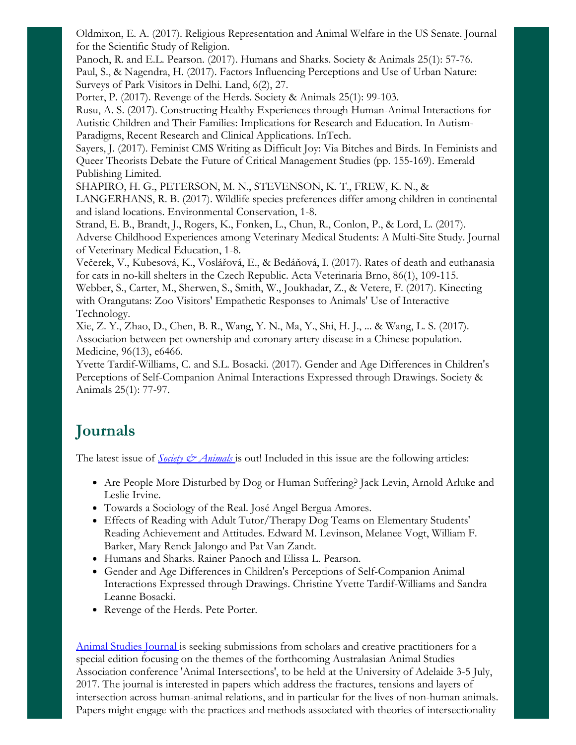Oldmixon, E. A. (2017). Religious Representation and Animal Welfare in the US Senate. Journal for the Scientific Study of Religion.
Panoch, R. and E.L. Pearson. (2017). Humans and Sharks. Society & Animals 25(1): 57-76.
Paul, S., & Nagendra, H. (2017). Factors Influencing Perceptions and Use of Urban Nature: Surveys of Park Visitors in Delhi. Land, 6(2), 27.
Porter, P. (2017). Revenge of the Herds. Society & Animals 25(1): 99-103.
Rusu, A. S. (2017). Constructing Healthy Experiences through Human-Animal Interactions for Autistic Children and Their Families: Implications for Research and Education. In Autism-Paradigms, Recent Research and Clinical Applications. InTech.
Sayers, J. (2017). Feminist CMS Writing as Difficult Joy: Via Bitches and Birds. In Feminists and Queer Theorists Debate the Future of Critical Management Studies (pp. 155-169). Emerald Publishing Limited.
SHAPIRO, H. G., PETERSON, M. N., STEVENSON, K. T., FREW, K. N., & LANGERHANS, R. B. (2017). Wildlife species preferences differ among children in continental and island locations. Environmental Conservation, 1-8.
Strand, E. B., Brandt, J., Rogers, K., Fonken, L., Chun, R., Conlon, P., & Lord, L. (2017). Adverse Childhood Experiences among Veterinary Medical Students: A Multi-Site Study. Journal of Veterinary Medical Education, 1-8.
Večerek, V., Kubesová, K., Voslářová, E., & Bedáňová, I. (2017). Rates of death and euthanasia for cats in no-kill shelters in the Czech Republic. Acta Veterinaria Brno, 86(1), 109-115.
Webber, S., Carter, M., Sherwen, S., Smith, W., Joukhadar, Z., & Vetere, F. (2017). Kinecting with Orangutans: Zoo Visitors' Empathetic Responses to Animals' Use of Interactive Technology.
Xie, Z. Y., Zhao, D., Chen, B. R., Wang, Y. N., Ma, Y., Shi, H. J., ... & Wang, L. S. (2017). Association between pet ownership and coronary artery disease in a Chinese population. Medicine, 96(13), e6466.
Yvette Tardif-Williams, C. and S.L. Bosacki. (2017). Gender and Age Differences in Children's Perceptions of Self-Companion Animal Interactions Expressed through Drawings. Society & Animals 25(1): 77-97.

## Journals

The latest issue of *Society & Animals* is out! Included in this issue are the following articles:

- Are People More Disturbed by Dog or Human Suffering? Jack Levin, Arnold Arluke and Leslie Irvine.
- Towards a Sociology of the Real. José Angel Bergua Amores.
- Effects of Reading with Adult Tutor/Therapy Dog Teams on Elementary Students' Reading Achievement and Attitudes. Edward M. Levinson, Melanee Vogt, William F. Barker, Mary Renck Jalongo and Pat Van Zandt.
- Humans and Sharks. Rainer Panoch and Elissa L. Pearson.
- Gender and Age Differences in Children's Perceptions of Self-Companion Animal Interactions Expressed through Drawings. Christine Yvette Tardif-Williams and Sandra Leanne Bosacki.
- Revenge of the Herds. Pete Porter.

Animal Studies Journal is seeking submissions from scholars and creative practitioners for a special edition focusing on the themes of the forthcoming Australasian Animal Studies Association conference 'Animal Intersections', to be held at the University of Adelaide 3-5 July, 2017. The journal is interested in papers which address the fractures, tensions and layers of intersection across human-animal relations, and in particular for the lives of non-human animals. Papers might engage with the practices and methods associated with theories of intersectionality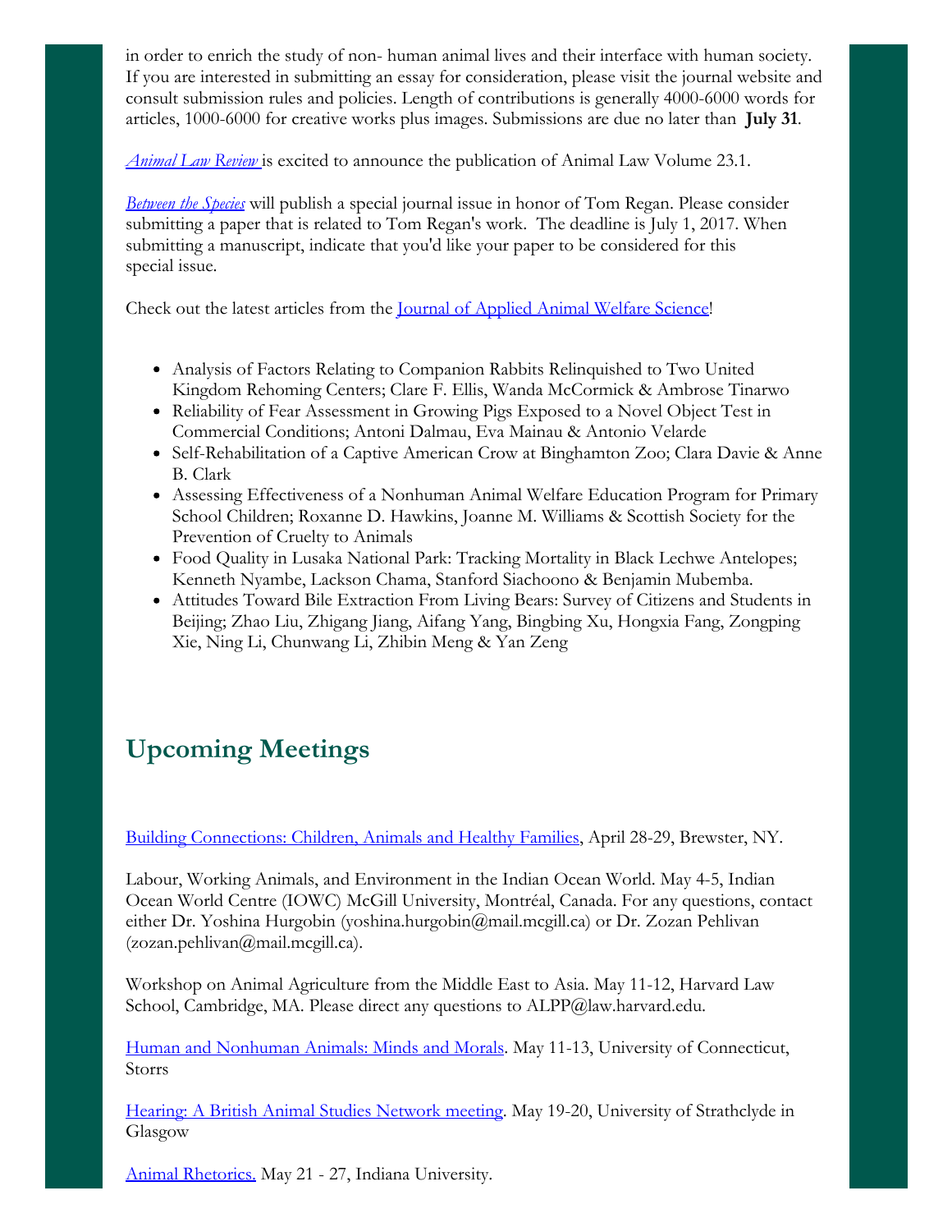in order to enrich the study of non- human animal lives and their interface with human society. If you are interested in submitting an essay for consideration, please visit the journal website and consult submission rules and policies. Length of contributions is generally 4000-6000 words for articles, 1000-6000 for creative works plus images. Submissions are due no later than **July 31**.

*Animal Law Review* is excited to announce the publication of Animal Law Volume 23.1.

*Between the Species* will publish a special journal issue in honor of Tom Regan. Please consider submitting a paper that is related to Tom Regan's work. The deadline is July 1, 2017. When submitting a manuscript, indicate that you'd like your paper to be considered for this special issue.

Check out the latest articles from the Journal of Applied Animal Welfare Science!

- Analysis of Factors Relating to Companion Rabbits Relinquished to Two United Kingdom Rehoming Centers; Clare F. Ellis, Wanda McCormick & Ambrose Tinarwo
- Reliability of Fear Assessment in Growing Pigs Exposed to a Novel Object Test in Commercial Conditions; Antoni Dalmau, Eva Mainau & Antonio Velarde
- Self-Rehabilitation of a Captive American Crow at Binghamton Zoo; Clara Davie & Anne B. Clark
- Assessing Effectiveness of a Nonhuman Animal Welfare Education Program for Primary School Children; Roxanne D. Hawkins, Joanne M. Williams & Scottish Society for the Prevention of Cruelty to Animals
- Food Quality in Lusaka National Park: Tracking Mortality in Black Lechwe Antelopes; Kenneth Nyambe, Lackson Chama, Stanford Siachoono & Benjamin Mubemba.
- Attitudes Toward Bile Extraction From Living Bears: Survey of Citizens and Students in Beijing; Zhao Liu, Zhigang Jiang, Aifang Yang, Bingbing Xu, Hongxia Fang, Zongping Xie, Ning Li, Chunwang Li, Zhibin Meng & Yan Zeng

## Upcoming Meetings

Building Connections: Children, Animals and Healthy Families, April 28-29, Brewster, NY.

Labour, Working Animals, and Environment in the Indian Ocean World. May 4-5, Indian Ocean World Centre (IOWC) McGill University, Montréal, Canada. For any questions, contact either Dr. Yoshina Hurgobin (yoshina.hurgobin@mail.mcgill.ca) or Dr. Zozan Pehlivan (zozan.pehlivan@mail.mcgill.ca).

Workshop on Animal Agriculture from the Middle East to Asia. May 11-12, Harvard Law School, Cambridge, MA. Please direct any questions to ALPP@law.harvard.edu.

Human and Nonhuman Animals: Minds and Morals. May 11-13, University of Connecticut, Storrs

Hearing: A British Animal Studies Network meeting. May 19-20, University of Strathclyde in Glasgow

Animal Rhetorics. May 21 - 27, Indiana University.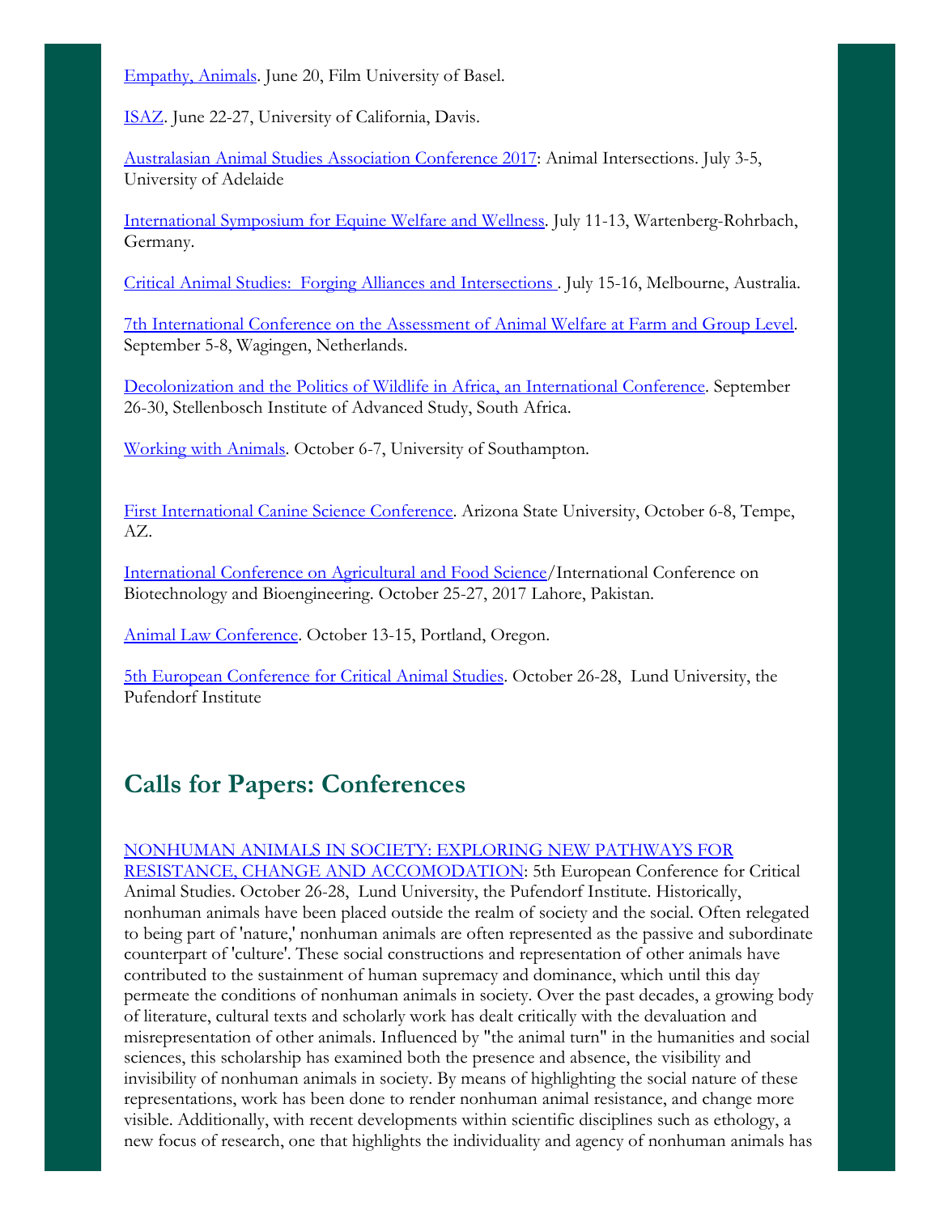Empathy, Animals. June 20, Film University of Basel.

ISAZ. June 22-27, University of California, Davis.

Australasian Animal Studies Association Conference 2017: Animal Intersections. July 3-5, University of Adelaide

International Symposium for Equine Welfare and Wellness. July 11-13, Wartenberg-Rohrbach, Germany.

Critical Animal Studies: Forging Alliances and Intersections . July 15-16, Melbourne, Australia.

7th International Conference on the Assessment of Animal Welfare at Farm and Group Level. September 5-8, Wagingen, Netherlands.

Decolonization and the Politics of Wildlife in Africa, an International Conference. September 26-30, Stellenbosch Institute of Advanced Study, South Africa.

Working with Animals. October 6-7, University of Southampton.

First International Canine Science Conference. Arizona State University, October 6-8, Tempe, AZ.

International Conference on Agricultural and Food Science/International Conference on Biotechnology and Bioengineering. October 25-27, 2017 Lahore, Pakistan.

Animal Law Conference. October 13-15, Portland, Oregon.

5th European Conference for Critical Animal Studies. October 26-28, Lund University, the Pufendorf Institute

## Calls for Papers: Conferences

NONHUMAN ANIMALS IN SOCIETY: EXPLORING NEW PATHWAYS FOR RESISTANCE, CHANGE AND ACCOMODATION: 5th European Conference for Critical Animal Studies. October 26-28, Lund University, the Pufendorf Institute. Historically, nonhuman animals have been placed outside the realm of society and the social. Often relegated to being part of 'nature,' nonhuman animals are often represented as the passive and subordinate counterpart of 'culture'. These social constructions and representation of other animals have contributed to the sustainment of human supremacy and dominance, which until this day permeate the conditions of nonhuman animals in society. Over the past decades, a growing body of literature, cultural texts and scholarly work has dealt critically with the devaluation and misrepresentation of other animals. Influenced by "the animal turn" in the humanities and social sciences, this scholarship has examined both the presence and absence, the visibility and invisibility of nonhuman animals in society. By means of highlighting the social nature of these representations, work has been done to render nonhuman animal resistance, and change more visible. Additionally, with recent developments within scientific disciplines such as ethology, a new focus of research, one that highlights the individuality and agency of nonhuman animals has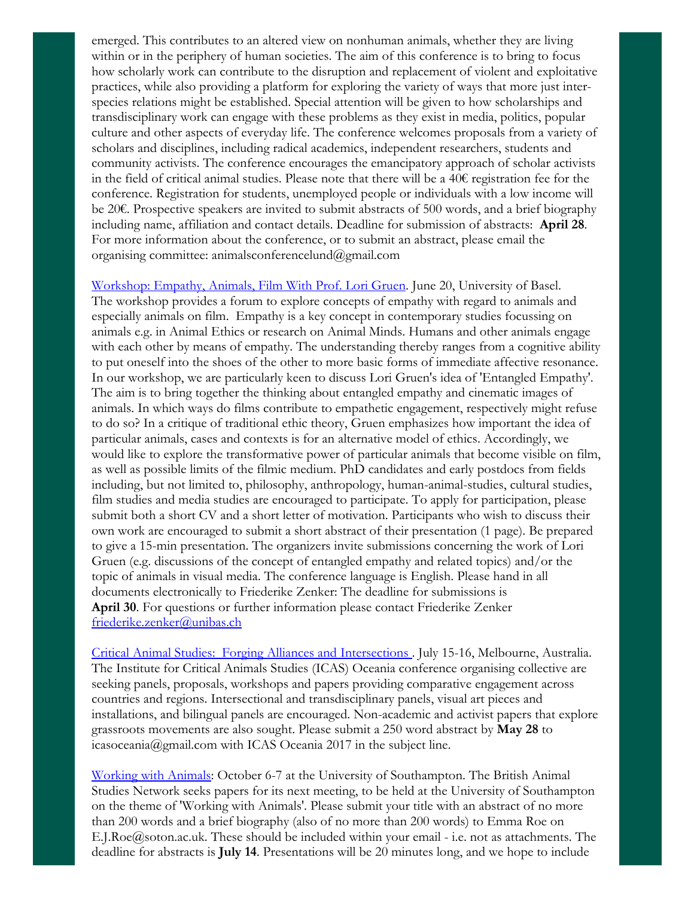emerged. This contributes to an altered view on nonhuman animals, whether they are living within or in the periphery of human societies. The aim of this conference is to bring to focus how scholarly work can contribute to the disruption and replacement of violent and exploitative practices, while also providing a platform for exploring the variety of ways that more just inter-species relations might be established. Special attention will be given to how scholarships and transdisciplinary work can engage with these problems as they exist in media, politics, popular culture and other aspects of everyday life. The conference welcomes proposals from a variety of scholars and disciplines, including radical academics, independent researchers, students and community activists. The conference encourages the emancipatory approach of scholar activists in the field of critical animal studies. Please note that there will be a 40€ registration fee for the conference. Registration for students, unemployed people or individuals with a low income will be 20€. Prospective speakers are invited to submit abstracts of 500 words, and a brief biography including name, affiliation and contact details. Deadline for submission of abstracts: **April 28**. For more information about the conference, or to submit an abstract, please email the organising committee: animalsconferencelund@gmail.com

Workshop: Empathy, Animals, Film With Prof. Lori Gruen. June 20, University of Basel. The workshop provides a forum to explore concepts of empathy with regard to animals and especially animals on film. Empathy is a key concept in contemporary studies focussing on animals e.g. in Animal Ethics or research on Animal Minds. Humans and other animals engage with each other by means of empathy. The understanding thereby ranges from a cognitive ability to put oneself into the shoes of the other to more basic forms of immediate affective resonance. In our workshop, we are particularly keen to discuss Lori Gruen's idea of 'Entangled Empathy'. The aim is to bring together the thinking about entangled empathy and cinematic images of animals. In which ways do films contribute to empathetic engagement, respectively might refuse to do so? In a critique of traditional ethic theory, Gruen emphasizes how important the idea of particular animals, cases and contexts is for an alternative model of ethics. Accordingly, we would like to explore the transformative power of particular animals that become visible on film, as well as possible limits of the filmic medium. PhD candidates and early postdocs from fields including, but not limited to, philosophy, anthropology, human-animal-studies, cultural studies, film studies and media studies are encouraged to participate. To apply for participation, please submit both a short CV and a short letter of motivation. Participants who wish to discuss their own work are encouraged to submit a short abstract of their presentation (1 page). Be prepared to give a 15-min presentation. The organizers invite submissions concerning the work of Lori Gruen (e.g. discussions of the concept of entangled empathy and related topics) and/or the topic of animals in visual media. The conference language is English. Please hand in all documents electronically to Friederike Zenker: The deadline for submissions is **April 30**. For questions or further information please contact Friederike Zenker friederike.zenker@unibas.ch

Critical Animal Studies: Forging Alliances and Intersections . July 15-16, Melbourne, Australia. The Institute for Critical Animals Studies (ICAS) Oceania conference organising collective are seeking panels, proposals, workshops and papers providing comparative engagement across countries and regions. Intersectional and transdisciplinary panels, visual art pieces and installations, and bilingual panels are encouraged. Non-academic and activist papers that explore grassroots movements are also sought. Please submit a 250 word abstract by **May 28** to icasoceania@gmail.com with ICAS Oceania 2017 in the subject line.

Working with Animals: October 6-7 at the University of Southampton. The British Animal Studies Network seeks papers for its next meeting, to be held at the University of Southampton on the theme of 'Working with Animals'. Please submit your title with an abstract of no more than 200 words and a brief biography (also of no more than 200 words) to Emma Roe on E.J.Roe@soton.ac.uk. These should be included within your email - i.e. not as attachments. The deadline for abstracts is **July 14**. Presentations will be 20 minutes long, and we hope to include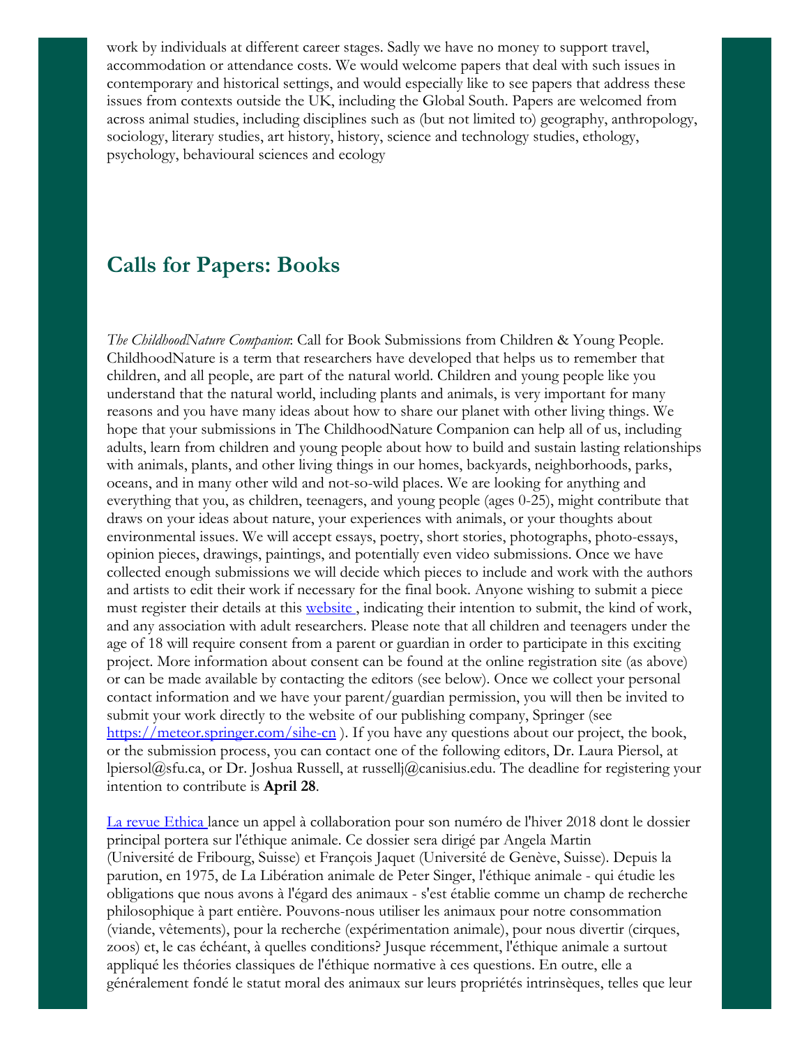work by individuals at different career stages. Sadly we have no money to support travel, accommodation or attendance costs. We would welcome papers that deal with such issues in contemporary and historical settings, and would especially like to see papers that address these issues from contexts outside the UK, including the Global South. Papers are welcomed from across animal studies, including disciplines such as (but not limited to) geography, anthropology, sociology, literary studies, art history, history, science and technology studies, ethology, psychology, behavioural sciences and ecology

## Calls for Papers: Books

*The ChildhoodNature Companion*: Call for Book Submissions from Children & Young People. ChildhoodNature is a term that researchers have developed that helps us to remember that children, and all people, are part of the natural world. Children and young people like you understand that the natural world, including plants and animals, is very important for many reasons and you have many ideas about how to share our planet with other living things. We hope that your submissions in The ChildhoodNature Companion can help all of us, including adults, learn from children and young people about how to build and sustain lasting relationships with animals, plants, and other living things in our homes, backyards, neighborhoods, parks, oceans, and in many other wild and not-so-wild places. We are looking for anything and everything that you, as children, teenagers, and young people (ages 0-25), might contribute that draws on your ideas about nature, your experiences with animals, or your thoughts about environmental issues. We will accept essays, poetry, short stories, photographs, photo-essays, opinion pieces, drawings, paintings, and potentially even video submissions. Once we have collected enough submissions we will decide which pieces to include and work with the authors and artists to edit their work if necessary for the final book. Anyone wishing to submit a piece must register their details at this website , indicating their intention to submit, the kind of work, and any association with adult researchers. Please note that all children and teenagers under the age of 18 will require consent from a parent or guardian in order to participate in this exciting project. More information about consent can be found at the online registration site (as above) or can be made available by contacting the editors (see below). Once we collect your personal contact information and we have your parent/guardian permission, you will then be invited to submit your work directly to the website of our publishing company, Springer (see https://meteor.springer.com/sihe-cn ). If you have any questions about our project, the book, or the submission process, you can contact one of the following editors, Dr. Laura Piersol, at lpiersol@sfu.ca, or Dr. Joshua Russell, at russellj@canisius.edu. The deadline for registering your intention to contribute is **April 28**.

La revue Ethica lance un appel à collaboration pour son numéro de l'hiver 2018 dont le dossier principal portera sur l'éthique animale. Ce dossier sera dirigé par Angela Martin (Université de Fribourg, Suisse) et François Jaquet (Université de Genève, Suisse). Depuis la parution, en 1975, de La Libération animale de Peter Singer, l'éthique animale - qui étudie les obligations que nous avons à l'égard des animaux - s'est établie comme un champ de recherche philosophique à part entière. Pouvons-nous utiliser les animaux pour notre consommation (viande, vêtements), pour la recherche (expérimentation animale), pour nous divertir (cirques, zoos) et, le cas échéant, à quelles conditions? Jusque récemment, l'éthique animale a surtout appliqué les théories classiques de l'éthique normative à ces questions. En outre, elle a généralement fondé le statut moral des animaux sur leurs propriétés intrinsèques, telles que leur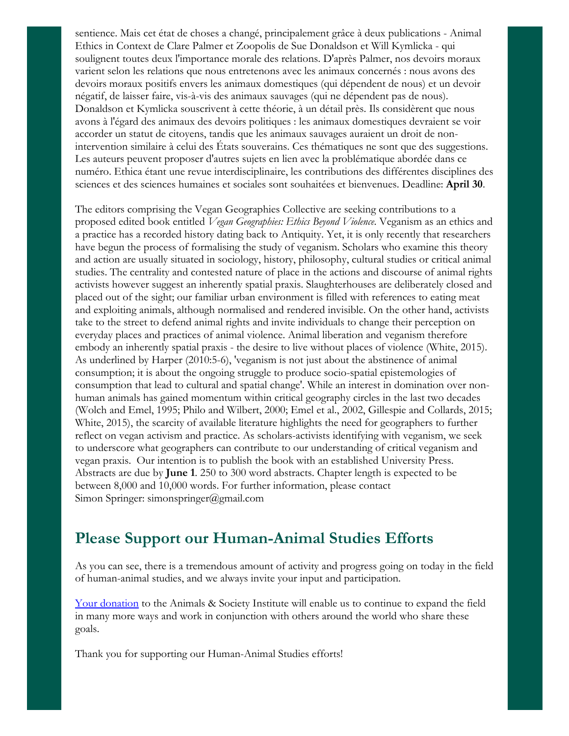sentience. Mais cet état de choses a changé, principalement grâce à deux publications - Animal Ethics in Context de Clare Palmer et Zoopolis de Sue Donaldson et Will Kymlicka - qui soulignent toutes deux l'importance morale des relations. D'après Palmer, nos devoirs moraux varient selon les relations que nous entretenons avec les animaux concernés : nous avons des devoirs moraux positifs envers les animaux domestiques (qui dépendent de nous) et un devoir négatif, de laisser faire, vis-à-vis des animaux sauvages (qui ne dépendent pas de nous). Donaldson et Kymlicka souscrivent à cette théorie, à un détail près. Ils considèrent que nous avons à l'égard des animaux des devoirs politiques : les animaux domestiques devraient se voir accorder un statut de citoyens, tandis que les animaux sauvages auraient un droit de non-intervention similaire à celui des États souverains. Ces thématiques ne sont que des suggestions. Les auteurs peuvent proposer d'autres sujets en lien avec la problématique abordée dans ce numéro. Ethica étant une revue interdisciplinaire, les contributions des différentes disciplines des sciences et des sciences humaines et sociales sont souhaitées et bienvenues. Deadline: **April 30**.

The editors comprising the Vegan Geographies Collective are seeking contributions to a proposed edited book entitled *Vegan Geographies: Ethics Beyond Violence*. Veganism as an ethics and a practice has a recorded history dating back to Antiquity. Yet, it is only recently that researchers have begun the process of formalising the study of veganism. Scholars who examine this theory and action are usually situated in sociology, history, philosophy, cultural studies or critical animal studies. The centrality and contested nature of place in the actions and discourse of animal rights activists however suggest an inherently spatial praxis. Slaughterhouses are deliberately closed and placed out of the sight; our familiar urban environment is filled with references to eating meat and exploiting animals, although normalised and rendered invisible. On the other hand, activists take to the street to defend animal rights and invite individuals to change their perception on everyday places and practices of animal violence. Animal liberation and veganism therefore embody an inherently spatial praxis - the desire to live without places of violence (White, 2015). As underlined by Harper (2010:5-6), 'veganism is not just about the abstinence of animal consumption; it is about the ongoing struggle to produce socio-spatial epistemologies of consumption that lead to cultural and spatial change'. While an interest in domination over non-human animals has gained momentum within critical geography circles in the last two decades (Wolch and Emel, 1995; Philo and Wilbert, 2000; Emel et al., 2002, Gillespie and Collards, 2015; White, 2015), the scarcity of available literature highlights the need for geographers to further reflect on vegan activism and practice. As scholars-activists identifying with veganism, we seek to underscore what geographers can contribute to our understanding of critical veganism and vegan praxis. Our intention is to publish the book with an established University Press. Abstracts are due by **June 1**. 250 to 300 word abstracts. Chapter length is expected to be between 8,000 and 10,000 words. For further information, please contact Simon Springer: simonspringer@gmail.com

## Please Support our Human-Animal Studies Efforts

As you can see, there is a tremendous amount of activity and progress going on today in the field of human-animal studies, and we always invite your input and participation.

Your donation to the Animals & Society Institute will enable us to continue to expand the field in many more ways and work in conjunction with others around the world who share these goals.

Thank you for supporting our Human-Animal Studies efforts!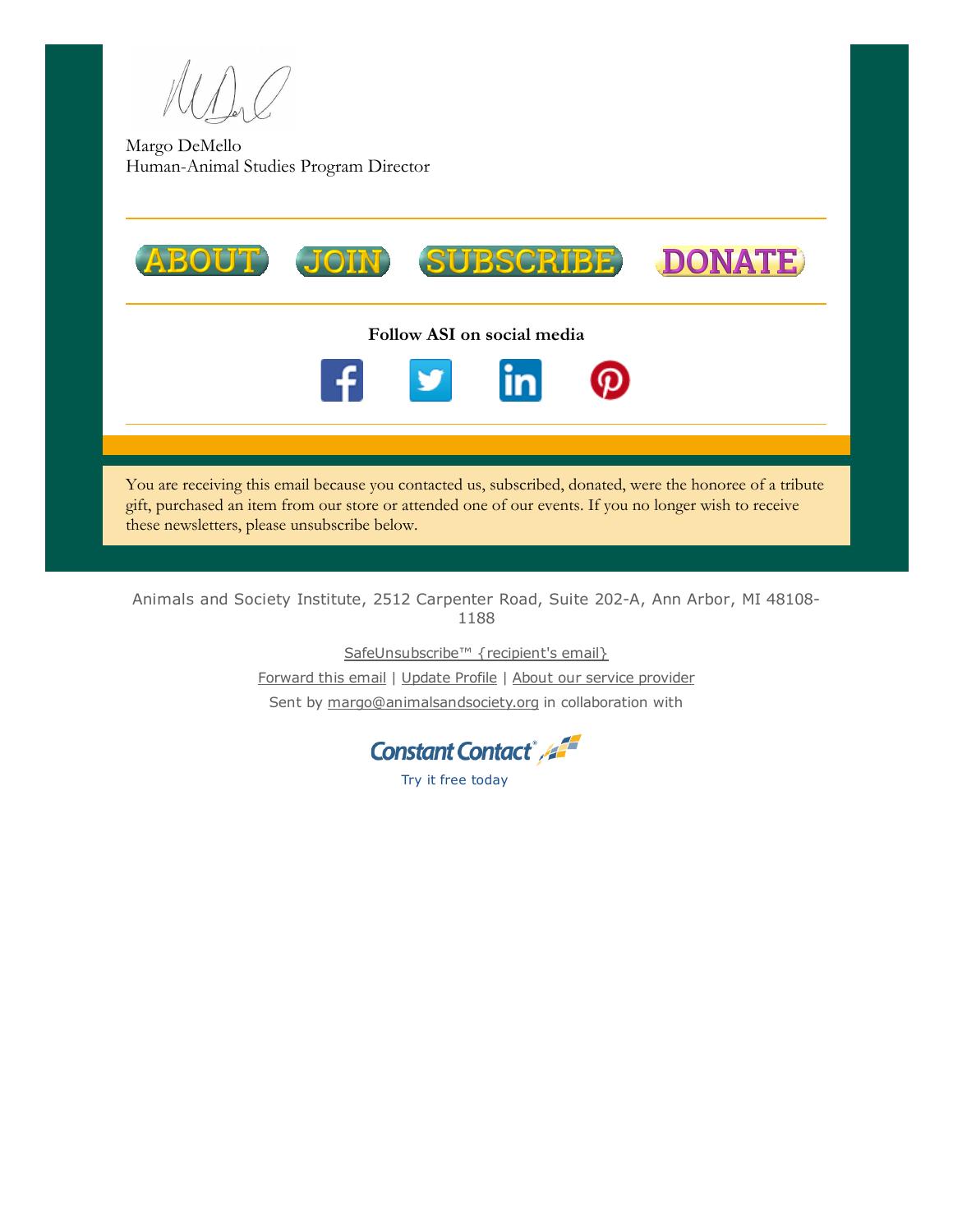Margo DeMello
Human-Animal Studies Program Director

ABOUT JOIN SUBSCRIBE DONATE

**Follow ASI on social media**

You are receiving this email because you contacted us, subscribed, donated, were the honoree of a tribute gift, purchased an item from our store or attended one of our events. If you no longer wish to receive these newsletters, please unsubscribe below.

Animals and Society Institute, 2512 Carpenter Road, Suite 202-A, Ann Arbor, MI 48108-1188

SafeUnsubscribe™ {recipient's email}

Forward this email | Update Profile | About our service provider

Sent by margo@animalsandsociety.org in collaboration with

Constant Contact

Try it free today